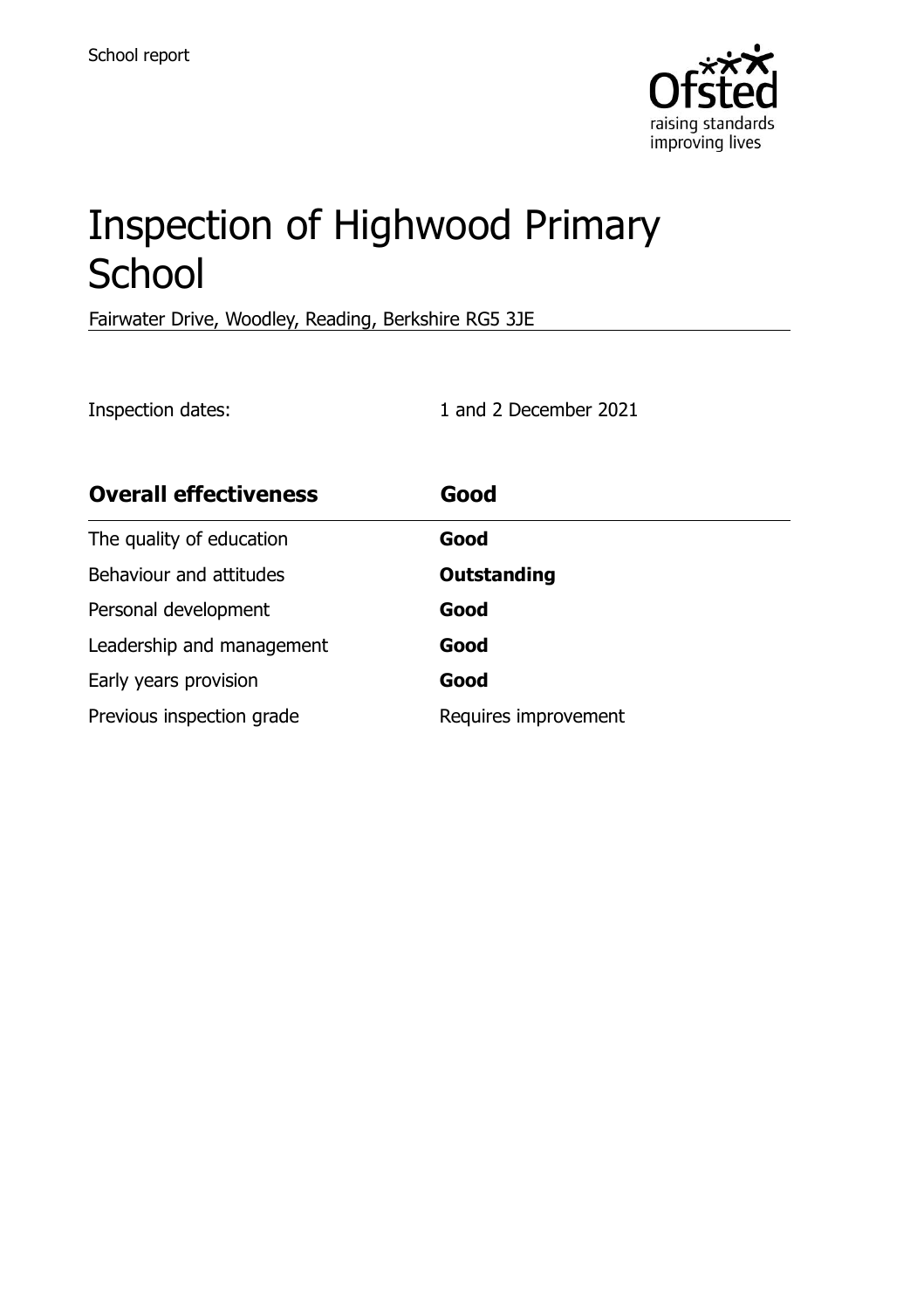School report

# Inspection of Highwood Primary School

Fairwater Drive, Woodley, Reading, Berkshire RG5 3JE

Inspection dates: 1 and 2 December 2021

| **Overall effectiveness** | **Good** |
| --- | --- |
| The quality of education | **Good** |
| Behaviour and attitudes | **Outstanding** |
| Personal development | **Good** |
| Leadership and management | **Good** |
| Early years provision | **Good** |
| Previous inspection grade | Requires improvement |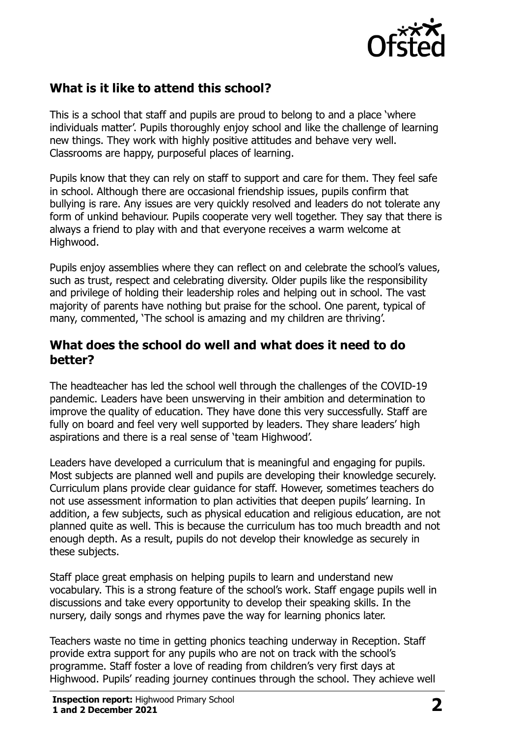## What is it like to attend this school?

This is a school that staff and pupils are proud to belong to and a place 'where individuals matter'. Pupils thoroughly enjoy school and like the challenge of learning new things. They work with highly positive attitudes and behave very well. Classrooms are happy, purposeful places of learning.

Pupils know that they can rely on staff to support and care for them. They feel safe in school. Although there are occasional friendship issues, pupils confirm that bullying is rare. Any issues are very quickly resolved and leaders do not tolerate any form of unkind behaviour. Pupils cooperate very well together. They say that there is always a friend to play with and that everyone receives a warm welcome at Highwood.

Pupils enjoy assemblies where they can reflect on and celebrate the school's values, such as trust, respect and celebrating diversity. Older pupils like the responsibility and privilege of holding their leadership roles and helping out in school. The vast majority of parents have nothing but praise for the school. One parent, typical of many, commented, 'The school is amazing and my children are thriving'.

## What does the school do well and what does it need to do better?

The headteacher has led the school well through the challenges of the COVID-19 pandemic. Leaders have been unswerving in their ambition and determination to improve the quality of education. They have done this very successfully. Staff are fully on board and feel very well supported by leaders. They share leaders' high aspirations and there is a real sense of 'team Highwood'.

Leaders have developed a curriculum that is meaningful and engaging for pupils. Most subjects are planned well and pupils are developing their knowledge securely. Curriculum plans provide clear guidance for staff. However, sometimes teachers do not use assessment information to plan activities that deepen pupils' learning. In addition, a few subjects, such as physical education and religious education, are not planned quite as well. This is because the curriculum has too much breadth and not enough depth. As a result, pupils do not develop their knowledge as securely in these subjects.

Staff place great emphasis on helping pupils to learn and understand new vocabulary. This is a strong feature of the school's work. Staff engage pupils well in discussions and take every opportunity to develop their speaking skills. In the nursery, daily songs and rhymes pave the way for learning phonics later.

Teachers waste no time in getting phonics teaching underway in Reception. Staff provide extra support for any pupils who are not on track with the school's programme. Staff foster a love of reading from children's very first days at Highwood. Pupils' reading journey continues through the school. They achieve well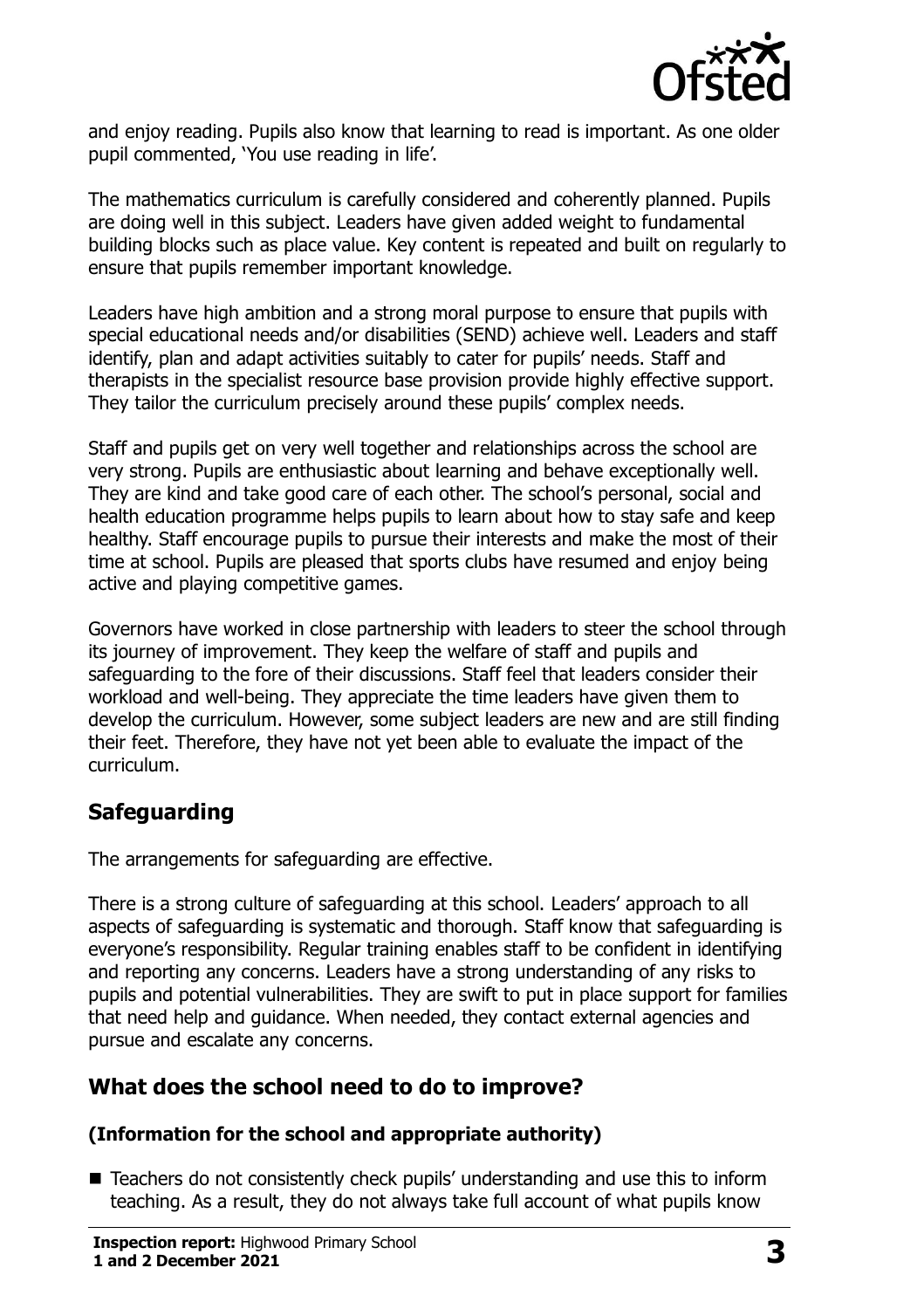and enjoy reading. Pupils also know that learning to read is important. As one older pupil commented, 'You use reading in life'.

The mathematics curriculum is carefully considered and coherently planned. Pupils are doing well in this subject. Leaders have given added weight to fundamental building blocks such as place value. Key content is repeated and built on regularly to ensure that pupils remember important knowledge.

Leaders have high ambition and a strong moral purpose to ensure that pupils with special educational needs and/or disabilities (SEND) achieve well. Leaders and staff identify, plan and adapt activities suitably to cater for pupils' needs. Staff and therapists in the specialist resource base provision provide highly effective support. They tailor the curriculum precisely around these pupils' complex needs.

Staff and pupils get on very well together and relationships across the school are very strong. Pupils are enthusiastic about learning and behave exceptionally well. They are kind and take good care of each other. The school's personal, social and health education programme helps pupils to learn about how to stay safe and keep healthy. Staff encourage pupils to pursue their interests and make the most of their time at school. Pupils are pleased that sports clubs have resumed and enjoy being active and playing competitive games.

Governors have worked in close partnership with leaders to steer the school through its journey of improvement. They keep the welfare of staff and pupils and safeguarding to the fore of their discussions. Staff feel that leaders consider their workload and well-being. They appreciate the time leaders have given them to develop the curriculum. However, some subject leaders are new and are still finding their feet. Therefore, they have not yet been able to evaluate the impact of the curriculum.

## Safeguarding

The arrangements for safeguarding are effective.

There is a strong culture of safeguarding at this school. Leaders' approach to all aspects of safeguarding is systematic and thorough. Staff know that safeguarding is everyone's responsibility. Regular training enables staff to be confident in identifying and reporting any concerns. Leaders have a strong understanding of any risks to pupils and potential vulnerabilities. They are swift to put in place support for families that need help and guidance. When needed, they contact external agencies and pursue and escalate any concerns.

## What does the school need to do to improve?

### (Information for the school and appropriate authority)

- Teachers do not consistently check pupils' understanding and use this to inform teaching. As a result, they do not always take full account of what pupils know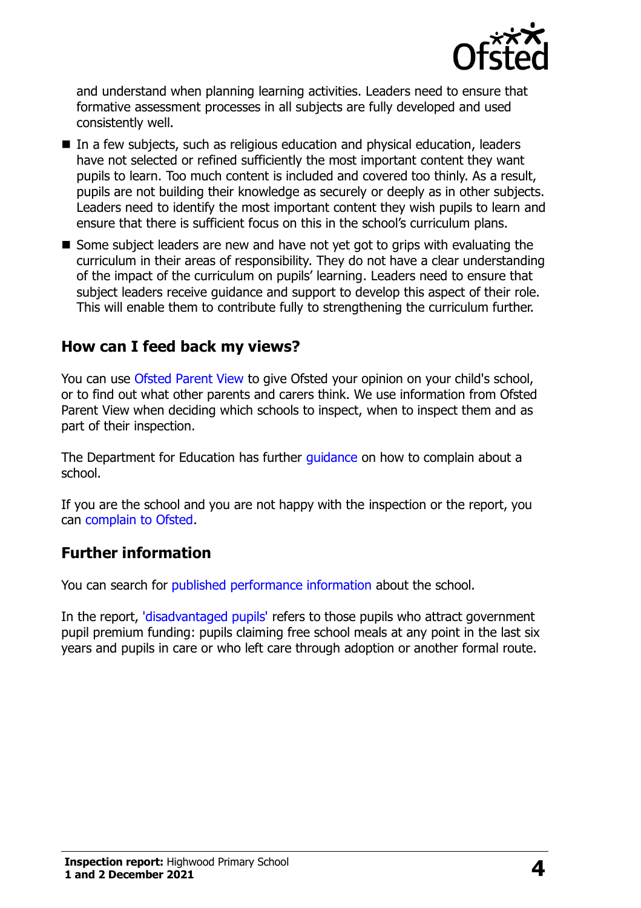and understand when planning learning activities. Leaders need to ensure that formative assessment processes in all subjects are fully developed and used consistently well.

- In a few subjects, such as religious education and physical education, leaders have not selected or refined sufficiently the most important content they want pupils to learn. Too much content is included and covered too thinly. As a result, pupils are not building their knowledge as securely or deeply as in other subjects. Leaders need to identify the most important content they wish pupils to learn and ensure that there is sufficient focus on this in the school's curriculum plans.
- Some subject leaders are new and have not yet got to grips with evaluating the curriculum in their areas of responsibility. They do not have a clear understanding of the impact of the curriculum on pupils' learning. Leaders need to ensure that subject leaders receive guidance and support to develop this aspect of their role. This will enable them to contribute fully to strengthening the curriculum further.

## How can I feed back my views?

You can use Ofsted Parent View to give Ofsted your opinion on your child's school, or to find out what other parents and carers think. We use information from Ofsted Parent View when deciding which schools to inspect, when to inspect them and as part of their inspection.

The Department for Education has further guidance on how to complain about a school.

If you are the school and you are not happy with the inspection or the report, you can complain to Ofsted.

## Further information

You can search for published performance information about the school.

In the report, 'disadvantaged pupils' refers to those pupils who attract government pupil premium funding: pupils claiming free school meals at any point in the last six years and pupils in care or who left care through adoption or another formal route.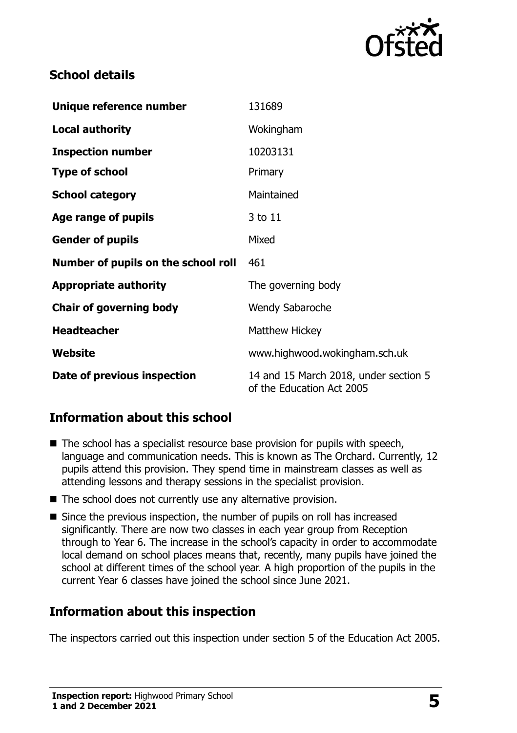## School details

| | |
|---|---|
| **Unique reference number** | 131689 |
| **Local authority** | Wokingham |
| **Inspection number** | 10203131 |
| **Type of school** | Primary |
| **School category** | Maintained |
| **Age range of pupils** | 3 to 11 |
| **Gender of pupils** | Mixed |
| **Number of pupils on the school roll** | 461 |
| **Appropriate authority** | The governing body |
| **Chair of governing body** | Wendy Sabaroche |
| **Headteacher** | Matthew Hickey |
| **Website** | www.highwood.wokingham.sch.uk |
| **Date of previous inspection** | 14 and 15 March 2018, under section 5 of the Education Act 2005 |

## Information about this school

- The school has a specialist resource base provision for pupils with speech, language and communication needs. This is known as The Orchard. Currently, 12 pupils attend this provision. They spend time in mainstream classes as well as attending lessons and therapy sessions in the specialist provision.
- The school does not currently use any alternative provision.
- Since the previous inspection, the number of pupils on roll has increased significantly. There are now two classes in each year group from Reception through to Year 6. The increase in the school's capacity in order to accommodate local demand on school places means that, recently, many pupils have joined the school at different times of the school year. A high proportion of the pupils in the current Year 6 classes have joined the school since June 2021.

## Information about this inspection

The inspectors carried out this inspection under section 5 of the Education Act 2005.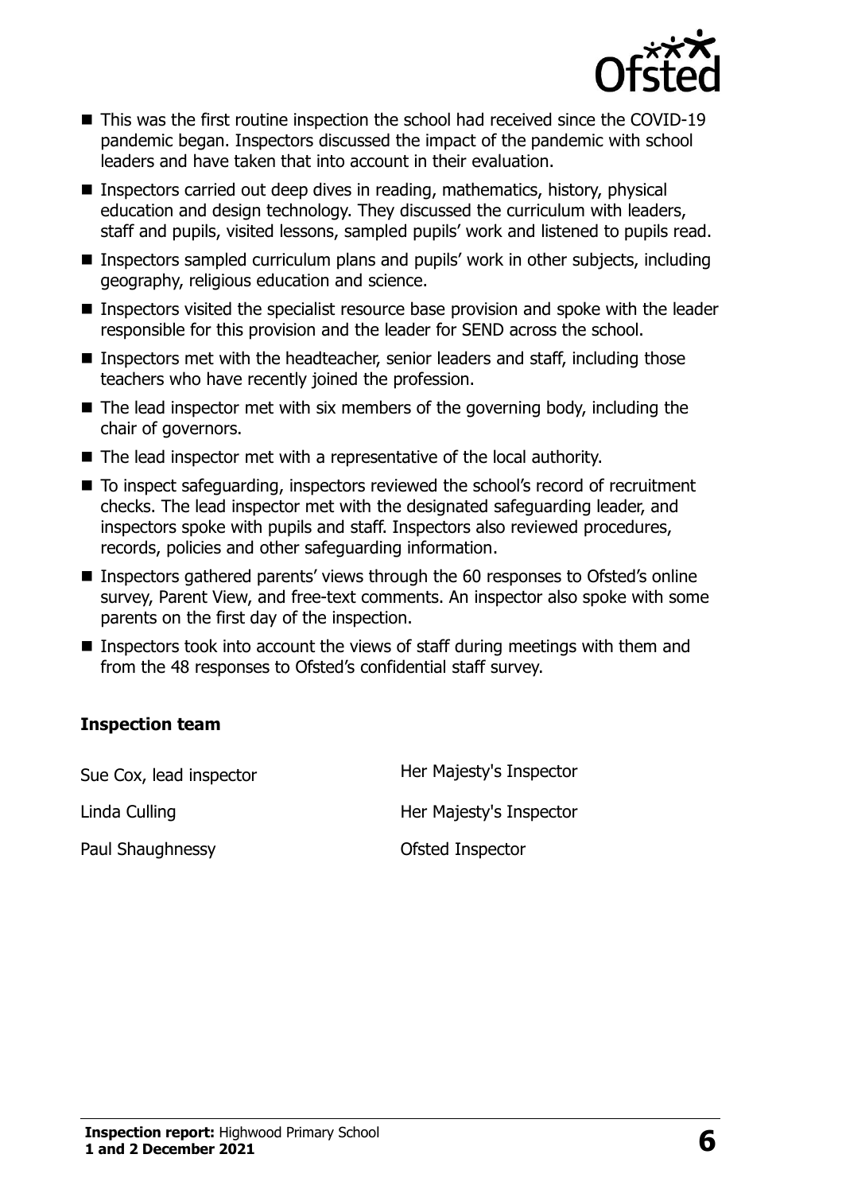- This was the first routine inspection the school had received since the COVID-19 pandemic began. Inspectors discussed the impact of the pandemic with school leaders and have taken that into account in their evaluation.
- Inspectors carried out deep dives in reading, mathematics, history, physical education and design technology. They discussed the curriculum with leaders, staff and pupils, visited lessons, sampled pupils' work and listened to pupils read.
- Inspectors sampled curriculum plans and pupils' work in other subjects, including geography, religious education and science.
- Inspectors visited the specialist resource base provision and spoke with the leader responsible for this provision and the leader for SEND across the school.
- Inspectors met with the headteacher, senior leaders and staff, including those teachers who have recently joined the profession.
- The lead inspector met with six members of the governing body, including the chair of governors.
- The lead inspector met with a representative of the local authority.
- To inspect safeguarding, inspectors reviewed the school's record of recruitment checks. The lead inspector met with the designated safeguarding leader, and inspectors spoke with pupils and staff. Inspectors also reviewed procedures, records, policies and other safeguarding information.
- Inspectors gathered parents' views through the 60 responses to Ofsted's online survey, Parent View, and free-text comments. An inspector also spoke with some parents on the first day of the inspection.
- Inspectors took into account the views of staff during meetings with them and from the 48 responses to Ofsted's confidential staff survey.

### Inspection team

| | |
|---|---|
| Sue Cox, lead inspector | Her Majesty's Inspector |
| Linda Culling | Her Majesty's Inspector |
| Paul Shaughnessy | Ofsted Inspector |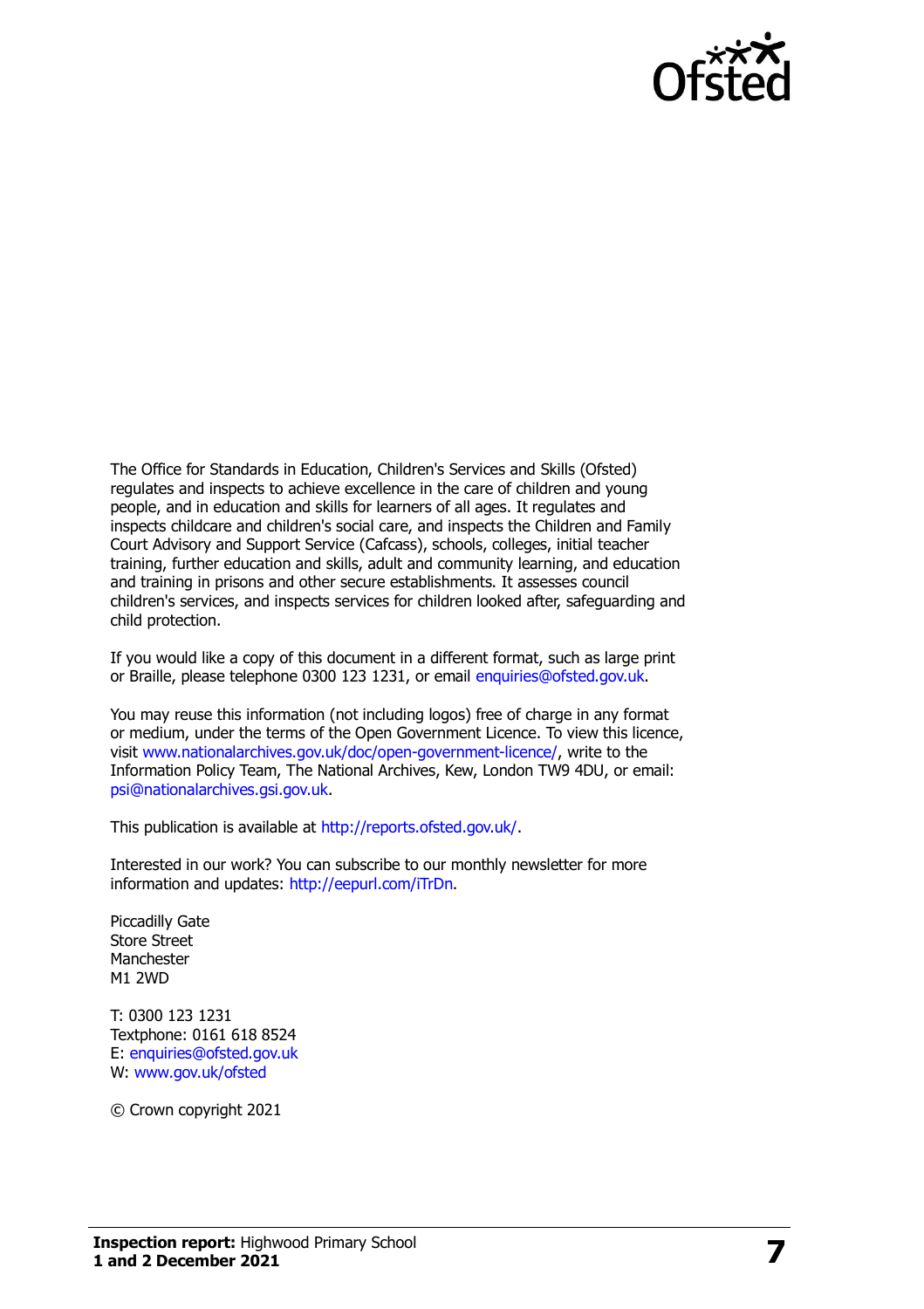The Office for Standards in Education, Children's Services and Skills (Ofsted) regulates and inspects to achieve excellence in the care of children and young people, and in education and skills for learners of all ages. It regulates and inspects childcare and children's social care, and inspects the Children and Family Court Advisory and Support Service (Cafcass), schools, colleges, initial teacher training, further education and skills, adult and community learning, and education and training in prisons and other secure establishments. It assesses council children's services, and inspects services for children looked after, safeguarding and child protection.

If you would like a copy of this document in a different format, such as large print or Braille, please telephone 0300 123 1231, or email enquiries@ofsted.gov.uk.

You may reuse this information (not including logos) free of charge in any format or medium, under the terms of the Open Government Licence. To view this licence, visit www.nationalarchives.gov.uk/doc/open-government-licence/, write to the Information Policy Team, The National Archives, Kew, London TW9 4DU, or email: psi@nationalarchives.gsi.gov.uk.

This publication is available at http://reports.ofsted.gov.uk/.

Interested in our work? You can subscribe to our monthly newsletter for more information and updates: http://eepurl.com/iTrDn.

Piccadilly Gate
Store Street
Manchester
M1 2WD

T: 0300 123 1231
Textphone: 0161 618 8524
E: enquiries@ofsted.gov.uk
W: www.gov.uk/ofsted

© Crown copyright 2021